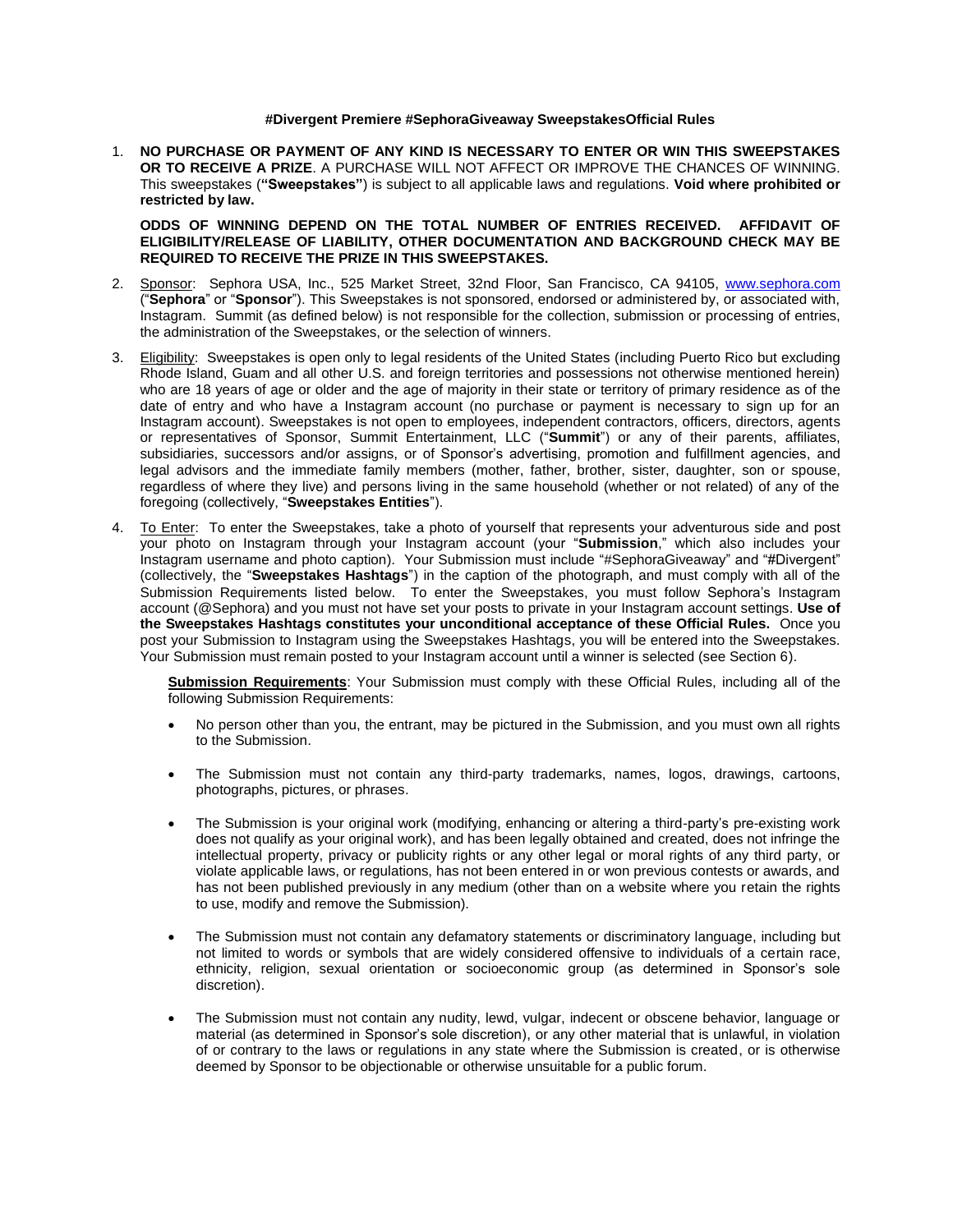# #Divergent Premiere #SephoraGiveaway SweepstakesOfficial Rules

1. **NO PURCHASE OR PAYMENT OF ANY KIND IS NECESSARY TO ENTER OR WIN THIS SWEEPSTAKES OR TO RECEIVE A PRIZE**. A PURCHASE WILL NOT AFFECT OR IMPROVE THE CHANCES OF WINNING. This sweepstakes (**"Sweepstakes"**) is subject to all applicable laws and regulations. **Void where prohibited or restricted by law.**

   **ODDS OF WINNING DEPEND ON THE TOTAL NUMBER OF ENTRIES RECEIVED. AFFIDAVIT OF ELIGIBILITY/RELEASE OF LIABILITY, OTHER DOCUMENTATION AND BACKGROUND CHECK MAY BE REQUIRED TO RECEIVE THE PRIZE IN THIS SWEEPSTAKES.**

2. Sponsor: Sephora USA, Inc., 525 Market Street, 32nd Floor, San Francisco, CA 94105, www.sephora.com ("**Sephora**" or "**Sponsor**"). This Sweepstakes is not sponsored, endorsed or administered by, or associated with, Instagram. Summit (as defined below) is not responsible for the collection, submission or processing of entries, the administration of the Sweepstakes, or the selection of winners.

3. Eligibility: Sweepstakes is open only to legal residents of the United States (including Puerto Rico but excluding Rhode Island, Guam and all other U.S. and foreign territories and possessions not otherwise mentioned herein) who are 18 years of age or older and the age of majority in their state or territory of primary residence as of the date of entry and who have a Instagram account (no purchase or payment is necessary to sign up for an Instagram account). Sweepstakes is not open to employees, independent contractors, officers, directors, agents or representatives of Sponsor, Summit Entertainment, LLC ("**Summit**") or any of their parents, affiliates, subsidiaries, successors and/or assigns, or of Sponsor's advertising, promotion and fulfillment agencies, and legal advisors and the immediate family members (mother, father, brother, sister, daughter, son or spouse, regardless of where they live) and persons living in the same household (whether or not related) of any of the foregoing (collectively, "**Sweepstakes Entities**").

4. To Enter: To enter the Sweepstakes, take a photo of yourself that represents your adventurous side and post your photo on Instagram through your Instagram account (your "**Submission**," which also includes your Instagram username and photo caption). Your Submission must include "#SephoraGiveaway" and "#Divergent" (collectively, the "**Sweepstakes Hashtags**") in the caption of the photograph, and must comply with all of the Submission Requirements listed below. To enter the Sweepstakes, you must follow Sephora's Instagram account (@Sephora) and you must not have set your posts to private in your Instagram account settings. **Use of the Sweepstakes Hashtags constitutes your unconditional acceptance of these Official Rules.** Once you post your Submission to Instagram using the Sweepstakes Hashtags, you will be entered into the Sweepstakes. Your Submission must remain posted to your Instagram account until a winner is selected (see Section 6).

   **Submission Requirements**: Your Submission must comply with these Official Rules, including all of the following Submission Requirements:

   - No person other than you, the entrant, may be pictured in the Submission, and you must own all rights to the Submission.
   - The Submission must not contain any third-party trademarks, names, logos, drawings, cartoons, photographs, pictures, or phrases.
   - The Submission is your original work (modifying, enhancing or altering a third-party's pre-existing work does not qualify as your original work), and has been legally obtained and created, does not infringe the intellectual property, privacy or publicity rights or any other legal or moral rights of any third party, or violate applicable laws, or regulations, has not been entered in or won previous contests or awards, and has not been published previously in any medium (other than on a website where you retain the rights to use, modify and remove the Submission).
   - The Submission must not contain any defamatory statements or discriminatory language, including but not limited to words or symbols that are widely considered offensive to individuals of a certain race, ethnicity, religion, sexual orientation or socioeconomic group (as determined in Sponsor's sole discretion).
   - The Submission must not contain any nudity, lewd, vulgar, indecent or obscene behavior, language or material (as determined in Sponsor's sole discretion), or any other material that is unlawful, in violation of or contrary to the laws or regulations in any state where the Submission is created, or is otherwise deemed by Sponsor to be objectionable or otherwise unsuitable for a public forum.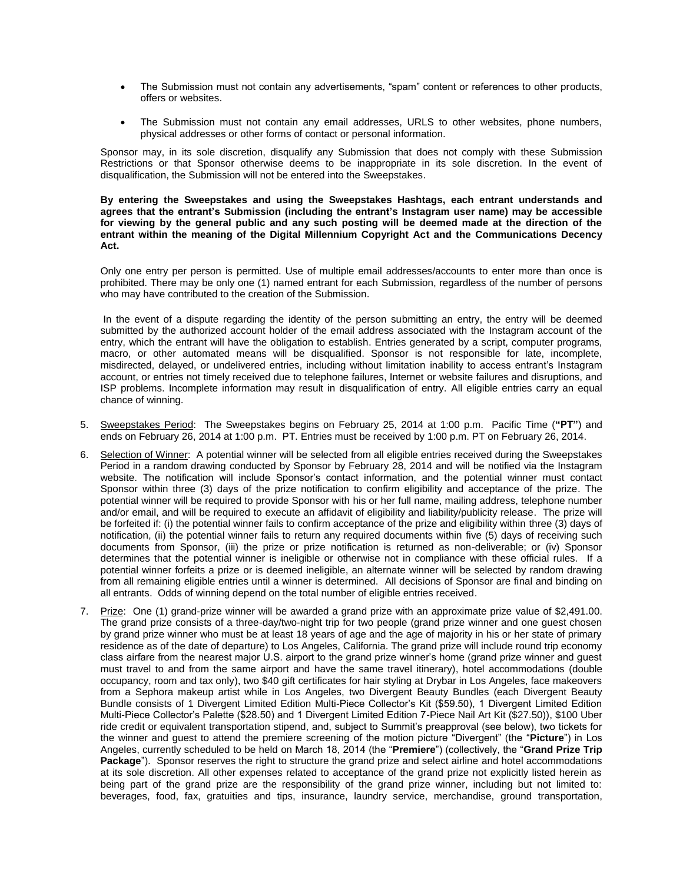- The Submission must not contain any advertisements, "spam" content or references to other products, offers or websites.
- The Submission must not contain any email addresses, URLS to other websites, phone numbers, physical addresses or other forms of contact or personal information.

Sponsor may, in its sole discretion, disqualify any Submission that does not comply with these Submission Restrictions or that Sponsor otherwise deems to be inappropriate in its sole discretion. In the event of disqualification, the Submission will not be entered into the Sweepstakes.

**By entering the Sweepstakes and using the Sweepstakes Hashtags, each entrant understands and agrees that the entrant's Submission (including the entrant's Instagram user name) may be accessible for viewing by the general public and any such posting will be deemed made at the direction of the entrant within the meaning of the Digital Millennium Copyright Act and the Communications Decency Act.**

Only one entry per person is permitted. Use of multiple email addresses/accounts to enter more than once is prohibited. There may be only one (1) named entrant for each Submission, regardless of the number of persons who may have contributed to the creation of the Submission.

In the event of a dispute regarding the identity of the person submitting an entry, the entry will be deemed submitted by the authorized account holder of the email address associated with the Instagram account of the entry, which the entrant will have the obligation to establish. Entries generated by a script, computer programs, macro, or other automated means will be disqualified. Sponsor is not responsible for late, incomplete, misdirected, delayed, or undelivered entries, including without limitation inability to access entrant's Instagram account, or entries not timely received due to telephone failures, Internet or website failures and disruptions, and ISP problems. Incomplete information may result in disqualification of entry. All eligible entries carry an equal chance of winning.

5. Sweepstakes Period: The Sweepstakes begins on February 25, 2014 at 1:00 p.m. Pacific Time (**"PT"**) and ends on February 26, 2014 at 1:00 p.m. PT. Entries must be received by 1:00 p.m. PT on February 26, 2014.

6. Selection of Winner: A potential winner will be selected from all eligible entries received during the Sweepstakes Period in a random drawing conducted by Sponsor by February 28, 2014 and will be notified via the Instagram website. The notification will include Sponsor's contact information, and the potential winner must contact Sponsor within three (3) days of the prize notification to confirm eligibility and acceptance of the prize. The potential winner will be required to provide Sponsor with his or her full name, mailing address, telephone number and/or email, and will be required to execute an affidavit of eligibility and liability/publicity release. The prize will be forfeited if: (i) the potential winner fails to confirm acceptance of the prize and eligibility within three (3) days of notification, (ii) the potential winner fails to return any required documents within five (5) days of receiving such documents from Sponsor, (iii) the prize or prize notification is returned as non-deliverable; or (iv) Sponsor determines that the potential winner is ineligible or otherwise not in compliance with these official rules. If a potential winner forfeits a prize or is deemed ineligible, an alternate winner will be selected by random drawing from all remaining eligible entries until a winner is determined. All decisions of Sponsor are final and binding on all entrants. Odds of winning depend on the total number of eligible entries received.

7. Prize: One (1) grand-prize winner will be awarded a grand prize with an approximate prize value of $2,491.00. The grand prize consists of a three-day/two-night trip for two people (grand prize winner and one guest chosen by grand prize winner who must be at least 18 years of age and the age of majority in his or her state of primary residence as of the date of departure) to Los Angeles, California. The grand prize will include round trip economy class airfare from the nearest major U.S. airport to the grand prize winner's home (grand prize winner and guest must travel to and from the same airport and have the same travel itinerary), hotel accommodations (double occupancy, room and tax only), two $40 gift certificates for hair styling at Drybar in Los Angeles, face makeovers from a Sephora makeup artist while in Los Angeles, two Divergent Beauty Bundles (each Divergent Beauty Bundle consists of 1 Divergent Limited Edition Multi-Piece Collector's Kit ($59.50), 1 Divergent Limited Edition Multi-Piece Collector's Palette ($28.50) and 1 Divergent Limited Edition 7-Piece Nail Art Kit ($27.50)), $100 Uber ride credit or equivalent transportation stipend, and, subject to Summit's preapproval (see below), two tickets for the winner and guest to attend the premiere screening of the motion picture "Divergent" (the "**Picture**") in Los Angeles, currently scheduled to be held on March 18, 2014 (the "**Premiere**") (collectively, the "**Grand Prize Trip Package**"). Sponsor reserves the right to structure the grand prize and select airline and hotel accommodations at its sole discretion. All other expenses related to acceptance of the grand prize not explicitly listed herein as being part of the grand prize are the responsibility of the grand prize winner, including but not limited to: beverages, food, fax, gratuities and tips, insurance, laundry service, merchandise, ground transportation,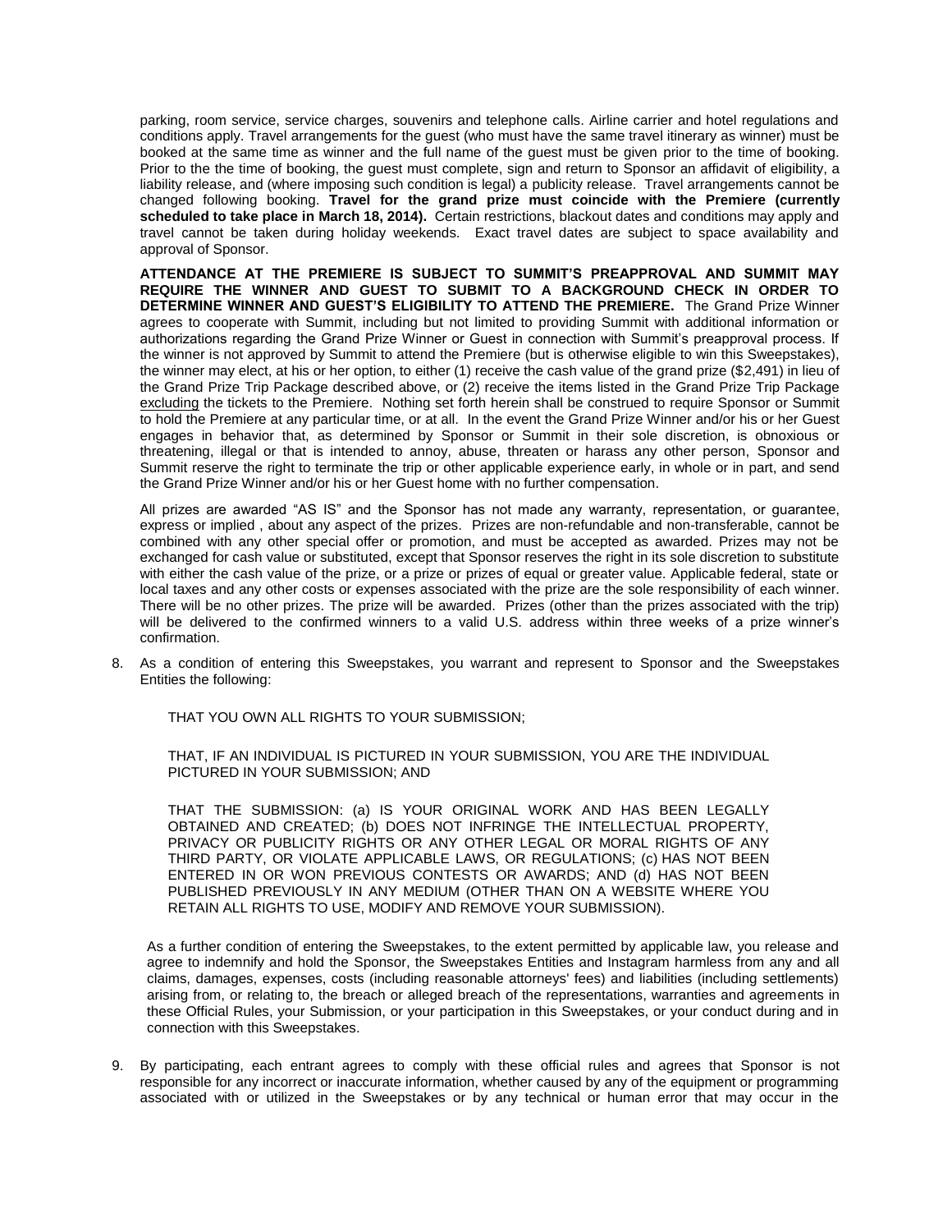parking, room service, service charges, souvenirs and telephone calls. Airline carrier and hotel regulations and conditions apply. Travel arrangements for the guest (who must have the same travel itinerary as winner) must be booked at the same time as winner and the full name of the guest must be given prior to the time of booking. Prior to the the time of booking, the guest must complete, sign and return to Sponsor an affidavit of eligibility, a liability release, and (where imposing such condition is legal) a publicity release. Travel arrangements cannot be changed following booking. **Travel for the grand prize must coincide with the Premiere (currently scheduled to take place in March 18, 2014).** Certain restrictions, blackout dates and conditions may apply and travel cannot be taken during holiday weekends. Exact travel dates are subject to space availability and approval of Sponsor.

**ATTENDANCE AT THE PREMIERE IS SUBJECT TO SUMMIT'S PREAPPROVAL AND SUMMIT MAY REQUIRE THE WINNER AND GUEST TO SUBMIT TO A BACKGROUND CHECK IN ORDER TO DETERMINE WINNER AND GUEST'S ELIGIBILITY TO ATTEND THE PREMIERE.** The Grand Prize Winner agrees to cooperate with Summit, including but not limited to providing Summit with additional information or authorizations regarding the Grand Prize Winner or Guest in connection with Summit's preapproval process. If the winner is not approved by Summit to attend the Premiere (but is otherwise eligible to win this Sweepstakes), the winner may elect, at his or her option, to either (1) receive the cash value of the grand prize ($2,491) in lieu of the Grand Prize Trip Package described above, or (2) receive the items listed in the Grand Prize Trip Package excluding the tickets to the Premiere. Nothing set forth herein shall be construed to require Sponsor or Summit to hold the Premiere at any particular time, or at all. In the event the Grand Prize Winner and/or his or her Guest engages in behavior that, as determined by Sponsor or Summit in their sole discretion, is obnoxious or threatening, illegal or that is intended to annoy, abuse, threaten or harass any other person, Sponsor and Summit reserve the right to terminate the trip or other applicable experience early, in whole or in part, and send the Grand Prize Winner and/or his or her Guest home with no further compensation.

All prizes are awarded "AS IS" and the Sponsor has not made any warranty, representation, or guarantee, express or implied , about any aspect of the prizes. Prizes are non-refundable and non-transferable, cannot be combined with any other special offer or promotion, and must be accepted as awarded. Prizes may not be exchanged for cash value or substituted, except that Sponsor reserves the right in its sole discretion to substitute with either the cash value of the prize, or a prize or prizes of equal or greater value. Applicable federal, state or local taxes and any other costs or expenses associated with the prize are the sole responsibility of each winner. There will be no other prizes. The prize will be awarded. Prizes (other than the prizes associated with the trip) will be delivered to the confirmed winners to a valid U.S. address within three weeks of a prize winner's confirmation.

8. As a condition of entering this Sweepstakes, you warrant and represent to Sponsor and the Sweepstakes Entities the following:

   THAT YOU OWN ALL RIGHTS TO YOUR SUBMISSION;

   THAT, IF AN INDIVIDUAL IS PICTURED IN YOUR SUBMISSION, YOU ARE THE INDIVIDUAL PICTURED IN YOUR SUBMISSION; AND

   THAT THE SUBMISSION: (a) IS YOUR ORIGINAL WORK AND HAS BEEN LEGALLY OBTAINED AND CREATED; (b) DOES NOT INFRINGE THE INTELLECTUAL PROPERTY, PRIVACY OR PUBLICITY RIGHTS OR ANY OTHER LEGAL OR MORAL RIGHTS OF ANY THIRD PARTY, OR VIOLATE APPLICABLE LAWS, OR REGULATIONS; (c) HAS NOT BEEN ENTERED IN OR WON PREVIOUS CONTESTS OR AWARDS; AND (d) HAS NOT BEEN PUBLISHED PREVIOUSLY IN ANY MEDIUM (OTHER THAN ON A WEBSITE WHERE YOU RETAIN ALL RIGHTS TO USE, MODIFY AND REMOVE YOUR SUBMISSION).

   As a further condition of entering the Sweepstakes, to the extent permitted by applicable law, you release and agree to indemnify and hold the Sponsor, the Sweepstakes Entities and Instagram harmless from any and all claims, damages, expenses, costs (including reasonable attorneys' fees) and liabilities (including settlements) arising from, or relating to, the breach or alleged breach of the representations, warranties and agreements in these Official Rules, your Submission, or your participation in this Sweepstakes, or your conduct during and in connection with this Sweepstakes.

9. By participating, each entrant agrees to comply with these official rules and agrees that Sponsor is not responsible for any incorrect or inaccurate information, whether caused by any of the equipment or programming associated with or utilized in the Sweepstakes or by any technical or human error that may occur in the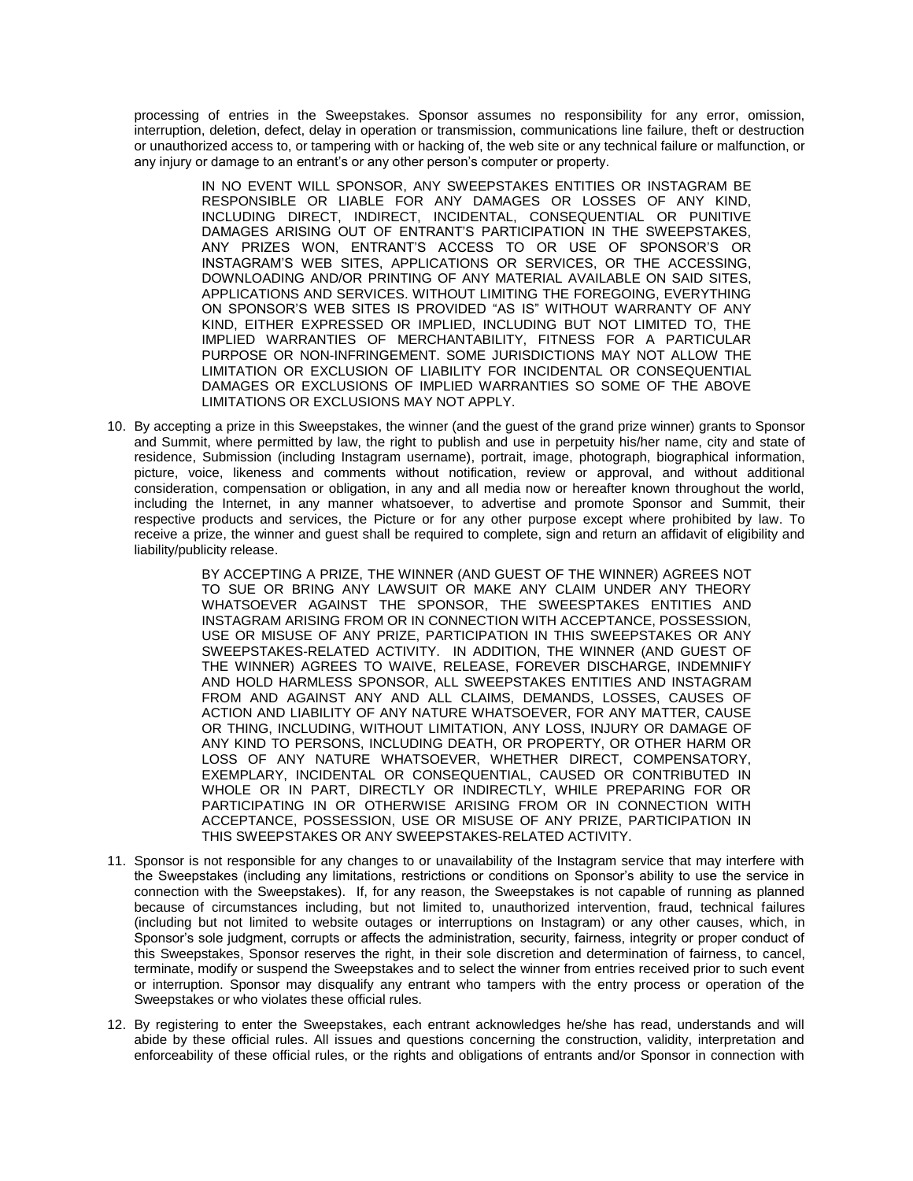processing of entries in the Sweepstakes. Sponsor assumes no responsibility for any error, omission, interruption, deletion, defect, delay in operation or transmission, communications line failure, theft or destruction or unauthorized access to, or tampering with or hacking of, the web site or any technical failure or malfunction, or any injury or damage to an entrant's or any other person's computer or property.

> IN NO EVENT WILL SPONSOR, ANY SWEEPSTAKES ENTITIES OR INSTAGRAM BE RESPONSIBLE OR LIABLE FOR ANY DAMAGES OR LOSSES OF ANY KIND, INCLUDING DIRECT, INDIRECT, INCIDENTAL, CONSEQUENTIAL OR PUNITIVE DAMAGES ARISING OUT OF ENTRANT'S PARTICIPATION IN THE SWEEPSTAKES, ANY PRIZES WON, ENTRANT'S ACCESS TO OR USE OF SPONSOR'S OR INSTAGRAM'S WEB SITES, APPLICATIONS OR SERVICES, OR THE ACCESSING, DOWNLOADING AND/OR PRINTING OF ANY MATERIAL AVAILABLE ON SAID SITES, APPLICATIONS AND SERVICES. WITHOUT LIMITING THE FOREGOING, EVERYTHING ON SPONSOR'S WEB SITES IS PROVIDED "AS IS" WITHOUT WARRANTY OF ANY KIND, EITHER EXPRESSED OR IMPLIED, INCLUDING BUT NOT LIMITED TO, THE IMPLIED WARRANTIES OF MERCHANTABILITY, FITNESS FOR A PARTICULAR PURPOSE OR NON-INFRINGEMENT. SOME JURISDICTIONS MAY NOT ALLOW THE LIMITATION OR EXCLUSION OF LIABILITY FOR INCIDENTAL OR CONSEQUENTIAL DAMAGES OR EXCLUSIONS OF IMPLIED WARRANTIES SO SOME OF THE ABOVE LIMITATIONS OR EXCLUSIONS MAY NOT APPLY.

10. By accepting a prize in this Sweepstakes, the winner (and the guest of the grand prize winner) grants to Sponsor and Summit, where permitted by law, the right to publish and use in perpetuity his/her name, city and state of residence, Submission (including Instagram username), portrait, image, photograph, biographical information, picture, voice, likeness and comments without notification, review or approval, and without additional consideration, compensation or obligation, in any and all media now or hereafter known throughout the world, including the Internet, in any manner whatsoever, to advertise and promote Sponsor and Summit, their respective products and services, the Picture or for any other purpose except where prohibited by law. To receive a prize, the winner and guest shall be required to complete, sign and return an affidavit of eligibility and liability/publicity release.

    > BY ACCEPTING A PRIZE, THE WINNER (AND GUEST OF THE WINNER) AGREES NOT TO SUE OR BRING ANY LAWSUIT OR MAKE ANY CLAIM UNDER ANY THEORY WHATSOEVER AGAINST THE SPONSOR, THE SWEESPTAKES ENTITIES AND INSTAGRAM ARISING FROM OR IN CONNECTION WITH ACCEPTANCE, POSSESSION, USE OR MISUSE OF ANY PRIZE, PARTICIPATION IN THIS SWEEPSTAKES OR ANY SWEEPSTAKES-RELATED ACTIVITY. IN ADDITION, THE WINNER (AND GUEST OF THE WINNER) AGREES TO WAIVE, RELEASE, FOREVER DISCHARGE, INDEMNIFY AND HOLD HARMLESS SPONSOR, ALL SWEEPSTAKES ENTITIES AND INSTAGRAM FROM AND AGAINST ANY AND ALL CLAIMS, DEMANDS, LOSSES, CAUSES OF ACTION AND LIABILITY OF ANY NATURE WHATSOEVER, FOR ANY MATTER, CAUSE OR THING, INCLUDING, WITHOUT LIMITATION, ANY LOSS, INJURY OR DAMAGE OF ANY KIND TO PERSONS, INCLUDING DEATH, OR PROPERTY, OR OTHER HARM OR LOSS OF ANY NATURE WHATSOEVER, WHETHER DIRECT, COMPENSATORY, EXEMPLARY, INCIDENTAL OR CONSEQUENTIAL, CAUSED OR CONTRIBUTED IN WHOLE OR IN PART, DIRECTLY OR INDIRECTLY, WHILE PREPARING FOR OR PARTICIPATING IN OR OTHERWISE ARISING FROM OR IN CONNECTION WITH ACCEPTANCE, POSSESSION, USE OR MISUSE OF ANY PRIZE, PARTICIPATION IN THIS SWEEPSTAKES OR ANY SWEEPSTAKES-RELATED ACTIVITY.

11. Sponsor is not responsible for any changes to or unavailability of the Instagram service that may interfere with the Sweepstakes (including any limitations, restrictions or conditions on Sponsor's ability to use the service in connection with the Sweepstakes). If, for any reason, the Sweepstakes is not capable of running as planned because of circumstances including, but not limited to, unauthorized intervention, fraud, technical failures (including but not limited to website outages or interruptions on Instagram) or any other causes, which, in Sponsor's sole judgment, corrupts or affects the administration, security, fairness, integrity or proper conduct of this Sweepstakes, Sponsor reserves the right, in their sole discretion and determination of fairness, to cancel, terminate, modify or suspend the Sweepstakes and to select the winner from entries received prior to such event or interruption. Sponsor may disqualify any entrant who tampers with the entry process or operation of the Sweepstakes or who violates these official rules.

12. By registering to enter the Sweepstakes, each entrant acknowledges he/she has read, understands and will abide by these official rules. All issues and questions concerning the construction, validity, interpretation and enforceability of these official rules, or the rights and obligations of entrants and/or Sponsor in connection with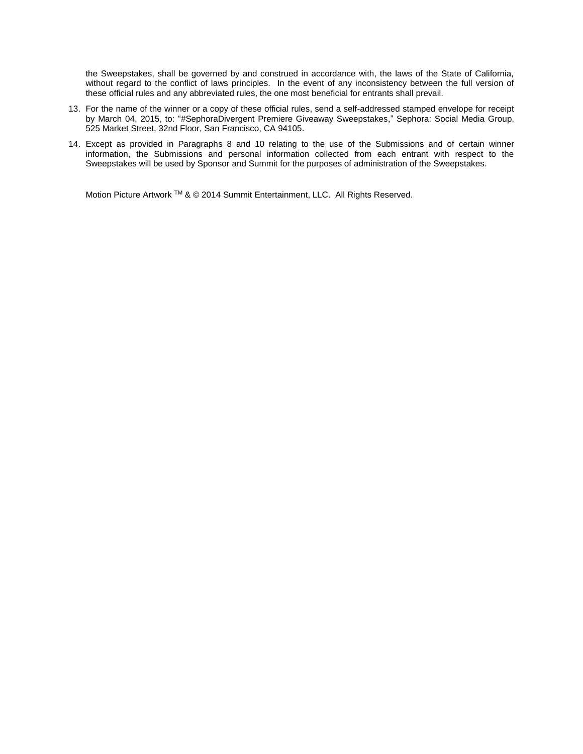the Sweepstakes, shall be governed by and construed in accordance with, the laws of the State of California, without regard to the conflict of laws principles. In the event of any inconsistency between the full version of these official rules and any abbreviated rules, the one most beneficial for entrants shall prevail.

13. For the name of the winner or a copy of these official rules, send a self-addressed stamped envelope for receipt by March 04, 2015, to: "#SephoraDivergent Premiere Giveaway Sweepstakes," Sephora: Social Media Group, 525 Market Street, 32nd Floor, San Francisco, CA 94105.

14. Except as provided in Paragraphs 8 and 10 relating to the use of the Submissions and of certain winner information, the Submissions and personal information collected from each entrant with respect to the Sweepstakes will be used by Sponsor and Summit for the purposes of administration of the Sweepstakes.

Motion Picture Artwork ™ & © 2014 Summit Entertainment, LLC. All Rights Reserved.